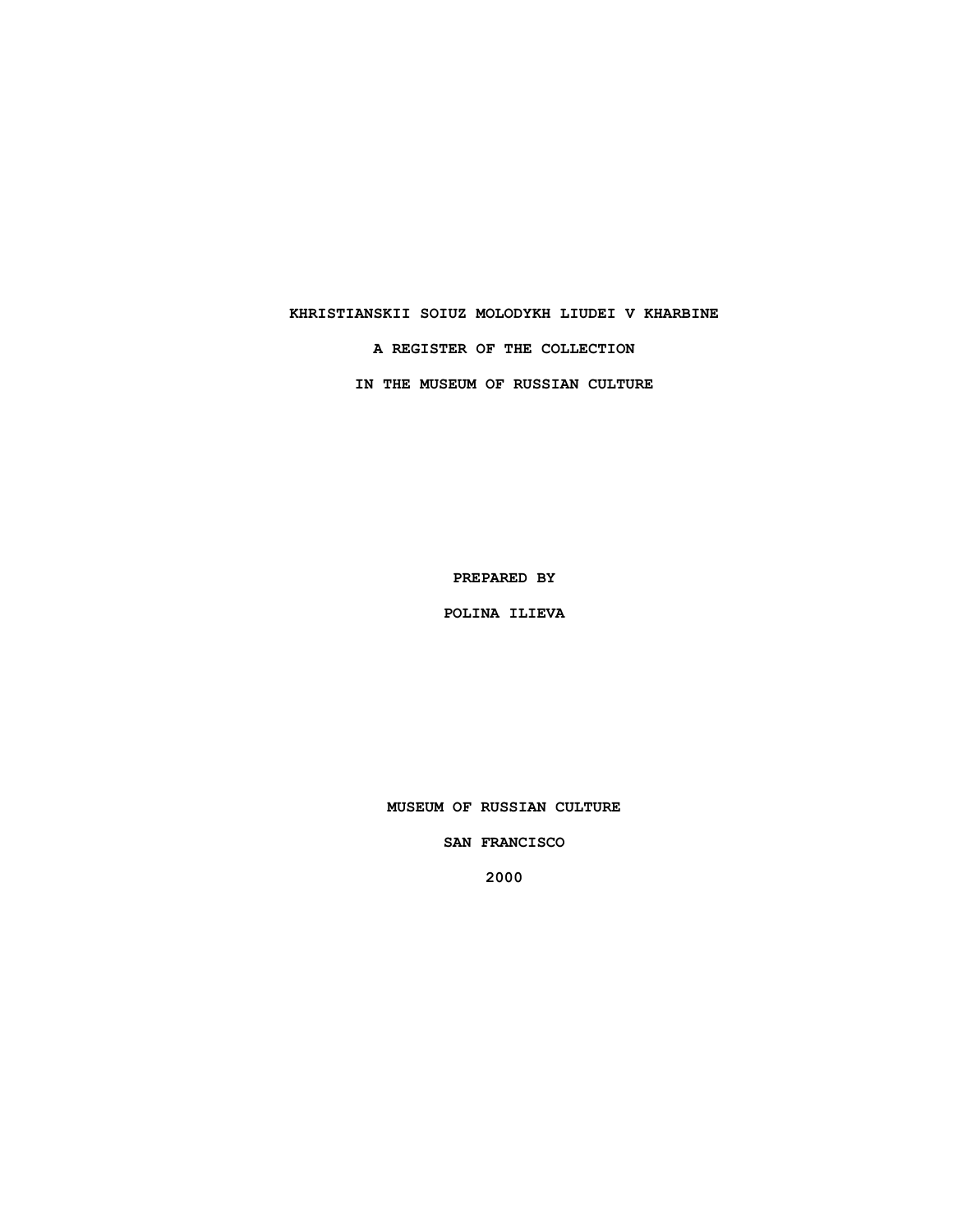# KHRISTIANSKII SOIUZ MOLODYKH LIUDEI V KHARBINE

## A REGISTER OF THE COLLECTION

## IN THE MUSEUM OF RUSSIAN CULTURE

PREPARED BY

POLINA ILIEVA

MUSEUM OF RUSSIAN CULTURE

SAN FRANCISCO

2000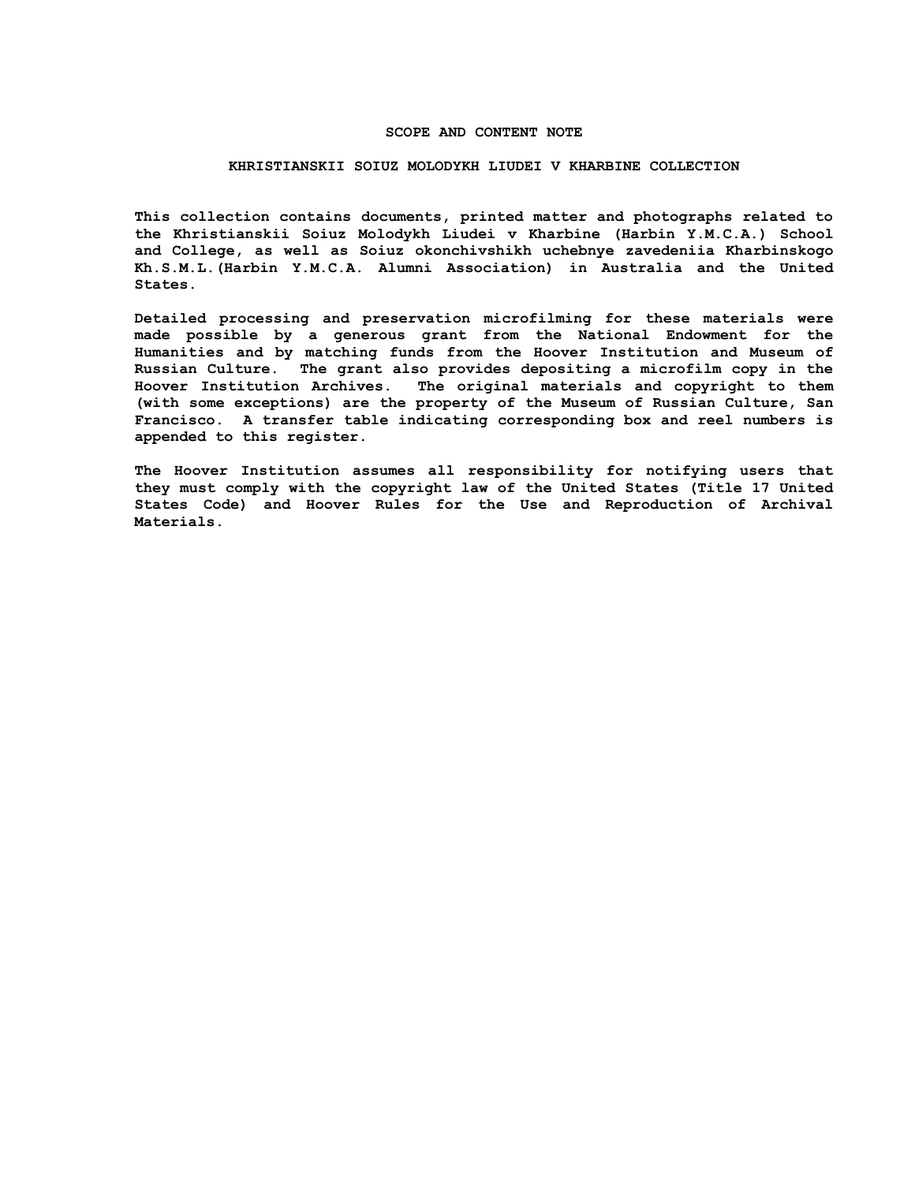## SCOPE AND CONTENT NOTE

### KHRISTIANSKII SOIUZ MOLODYKH LIUDEI V KHARBINE COLLECTION

**This collection contains documents, printed matter and photographs related to the Khristianskii Soiuz Molodykh Liudei v Kharbine (Harbin Y.M.C.A.) School and College, as well as Soiuz okonchivshikh uchebnye zavedeniia Kharbinskogo Kh.S.M.L.(Harbin Y.M.C.A. Alumni Association) in Australia and the United States.**

**Detailed processing and preservation microfilming for these materials were made possible by a generous grant from the National Endowment for the Humanities and by matching funds from the Hoover Institution and Museum of Russian Culture. The grant also provides depositing a microfilm copy in the Hoover Institution Archives. The original materials and copyright to them (with some exceptions) are the property of the Museum of Russian Culture, San Francisco. A transfer table indicating corresponding box and reel numbers is appended to this register.**

**The Hoover Institution assumes all responsibility for notifying users that they must comply with the copyright law of the United States (Title 17 United States Code) and Hoover Rules for the Use and Reproduction of Archival Materials.**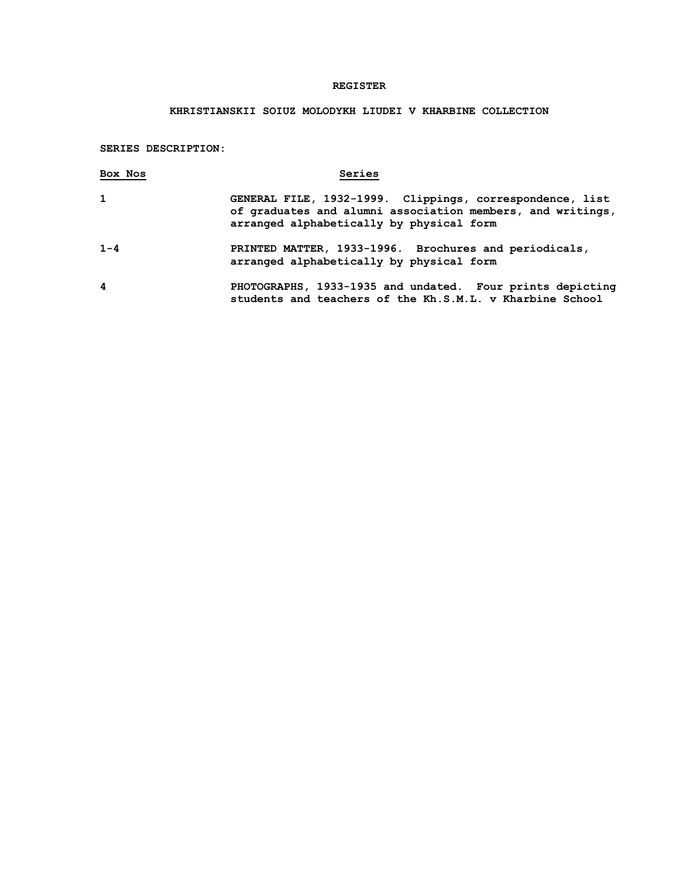# REGISTER

## KHRISTIANSKII SOIUZ MOLODYKH LIUDEI V KHARBINE COLLECTION

**SERIES DESCRIPTION:**

| Box Nos | Series |
|---|---|
| 1 | GENERAL FILE, 1932-1999. Clippings, correspondence, list of graduates and alumni association members, and writings, arranged alphabetically by physical form |
| 1-4 | PRINTED MATTER, 1933-1996. Brochures and periodicals, arranged alphabetically by physical form |
| 4 | PHOTOGRAPHS, 1933-1935 and undated. Four prints depicting students and teachers of the Kh.S.M.L. v Kharbine School |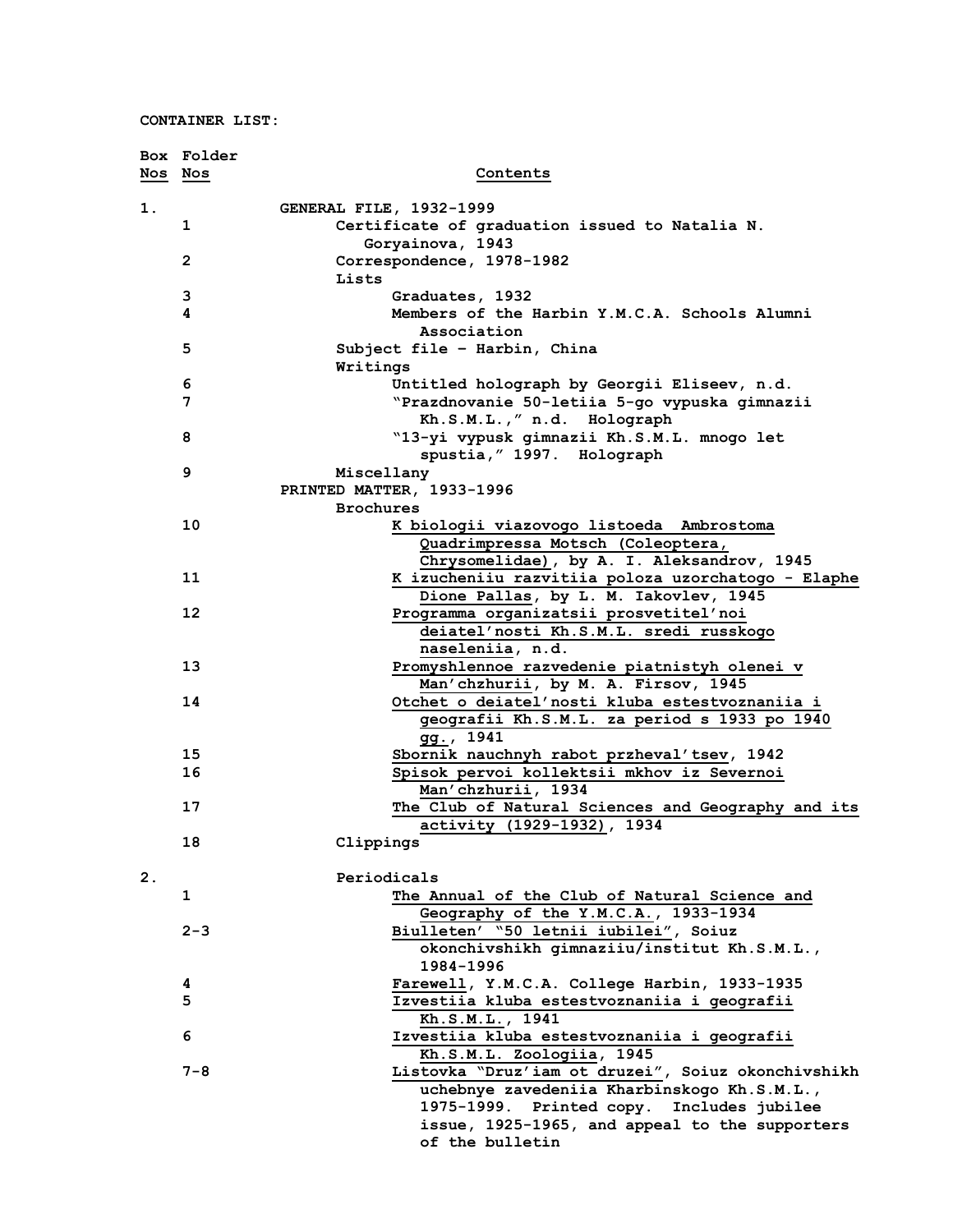CONTAINER LIST:

| Box Nos | Folder Nos | Contents |
|---|---|---|
| 1. | | GENERAL FILE, 1932-1999 |
| | 1 | Certificate of graduation issued to Natalia N. Goryainova, 1943 |
| | 2 | Correspondence, 1978-1982 |
| | | Lists |
| | 3 | Graduates, 1932 |
| | 4 | Members of the Harbin Y.M.C.A. Schools Alumni Association |
| | 5 | Subject file – Harbin, China |
| | | Writings |
| | 6 | Untitled holograph by Georgii Eliseev, n.d. |
| | 7 | "Prazdnovanie 50-letiia 5-go vypuska gimnazii Kh.S.M.L.," n.d. Holograph |
| | 8 | "13-yi vypusk gimnazii Kh.S.M.L. mnogo let spustia," 1997. Holograph |
| | 9 | Miscellany |
| | | PRINTED MATTER, 1933-1996 |
| | | Brochures |
| | 10 | <u>K biologii viazovogo listoeda Ambrostoma Quadrimpressa Motsch (Coleoptera, Chrysomelidae)</u>, by A. I. Aleksandrov, 1945 |
| | 11 | <u>K izucheniiu razvitiia poloza uzorchatogo - Elaphe Dione Pallas</u>, by L. M. Iakovlev, 1945 |
| | 12 | <u>Programma organizatsii prosvetitel'noi deiatel'nosti Kh.S.M.L. sredi russkogo naseleniia</u>, n.d. |
| | 13 | <u>Promyshlennoe razvedenie piatnistyh olenei v Man'chzhurii</u>, by M. A. Firsov, 1945 |
| | 14 | <u>Otchet o deiatel'nosti kluba estestvoznaniia i geografii Kh.S.M.L. za period s 1933 po 1940 gg.</u>, 1941 |
| | 15 | <u>Sbornik nauchnyh rabot przheval'tsev</u>, 1942 |
| | 16 | <u>Spisok pervoi kollektsii mkhov iz Severnoi Man'chzhurii</u>, 1934 |
| | 17 | <u>The Club of Natural Sciences and Geography and its activity (1929-1932)</u>, 1934 |
| | 18 | Clippings |
| 2. | | Periodicals |
| | 1 | <u>The Annual of the Club of Natural Science and Geography of the Y.M.C.A.</u>, 1933-1934 |
| | 2-3 | <u>Biulleten' "50 letnii iubilei"</u>, Soiuz okonchivshikh gimnaziiu/institut Kh.S.M.L., 1984-1996 |
| | 4 | <u>Farewell</u>, Y.M.C.A. College Harbin, 1933-1935 |
| | 5 | <u>Izvestiia kluba estestvoznaniia i geografii Kh.S.M.L.</u>, 1941 |
| | 6 | <u>Izvestiia kluba estestvoznaniia i geografii Kh.S.M.L. Zoologiia</u>, 1945 |
| | 7-8 | <u>Listovka "Druz'iam ot druzei"</u>, Soiuz okonchivshikh uchebnye zavedeniia Kharbinskogo Kh.S.M.L., 1975-1999. Printed copy. Includes jubilee issue, 1925-1965, and appeal to the supporters of the bulletin |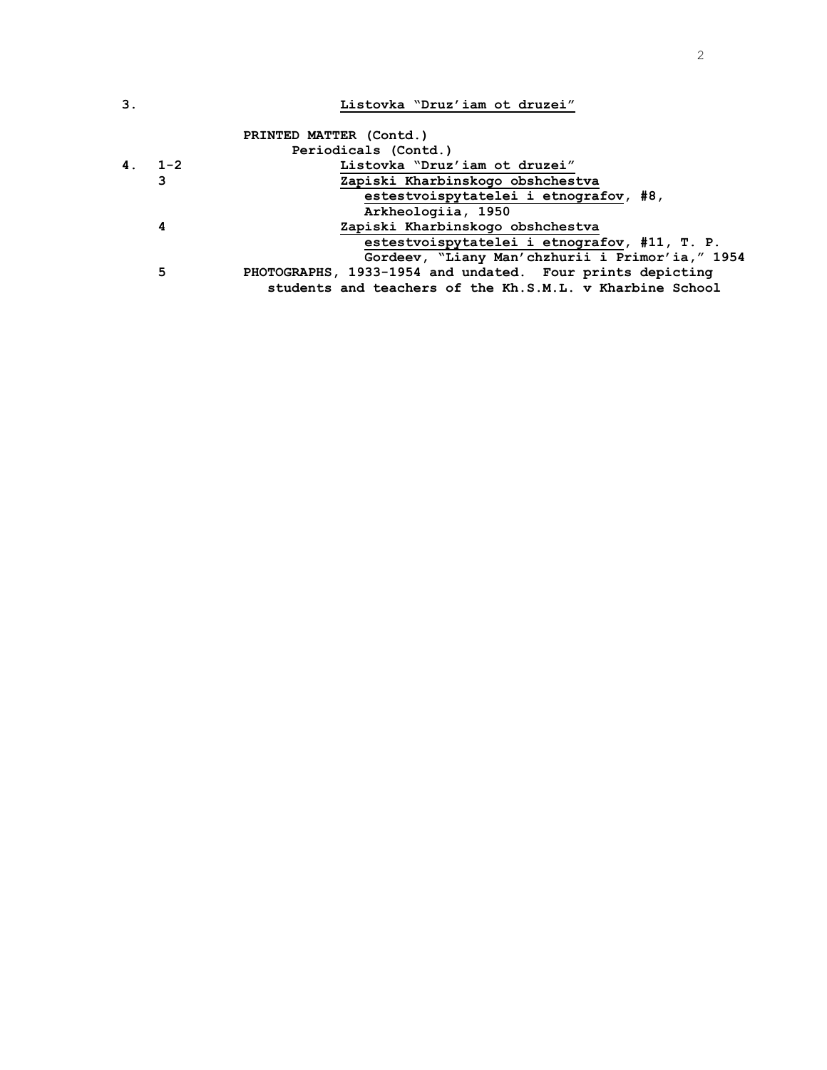3. <u>Listovka "Druz'iam ot druzei"</u>

PRINTED MATTER (Contd.)

Periodicals (Contd.)

| | | |
|---|---|---|
| 4. | 1-2 | <u>Listovka "Druz'iam ot druzei"</u> |
| | 3 | <u>Zapiski Kharbinskogo obshchestva estestvoispytatelei i etnografov</u>, #8, Arkheologiia, 1950 |
| | 4 | <u>Zapiski Kharbinskogo obshchestva estestvoispytatelei i etnografov</u>, #11, T. P. Gordeev, "Liany Man'chzhurii i Primor'ia," 1954 |
| | 5 | PHOTOGRAPHS, 1933-1954 and undated. Four prints depicting students and teachers of the Kh.S.M.L. v Kharbine School |